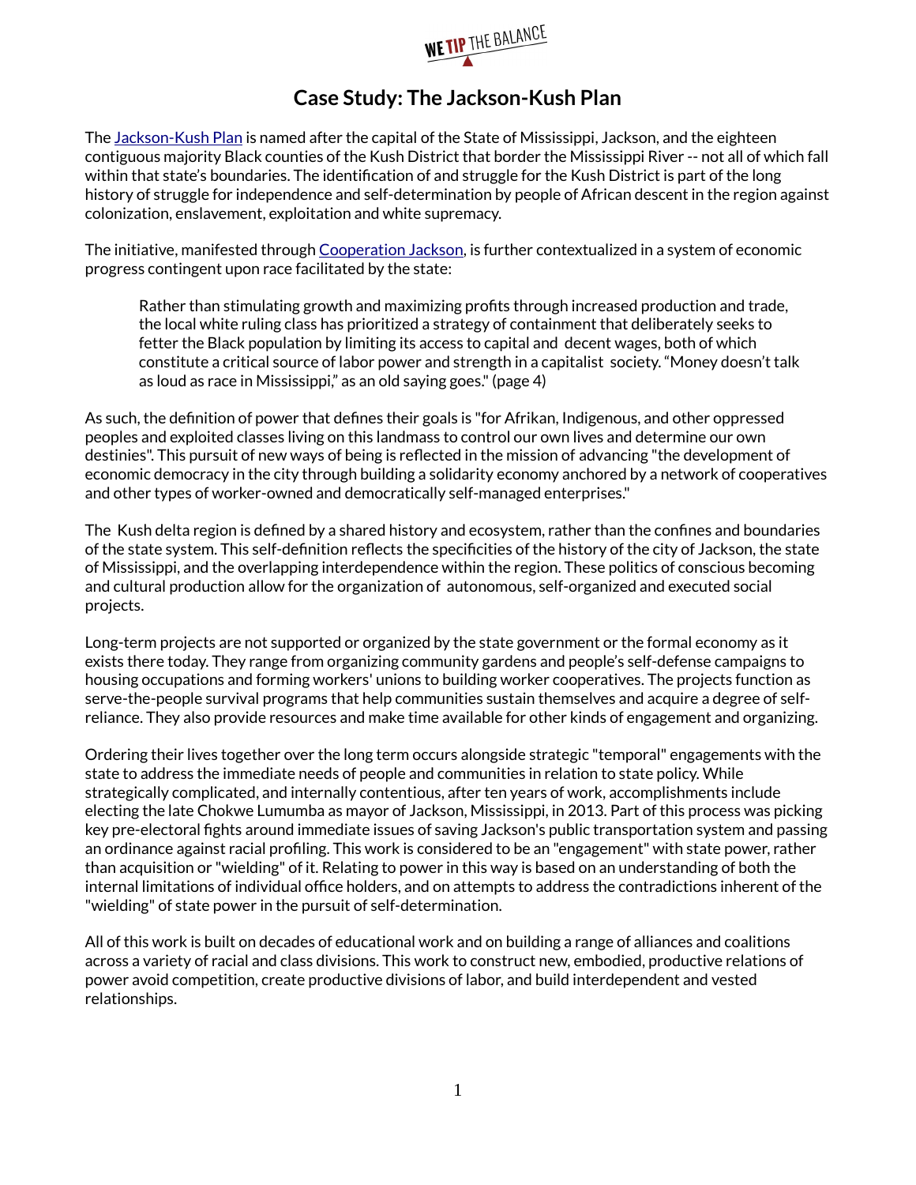# Case Study: The Jackson-Kush Plan

The Jackson-Kush Plan is named after the capital of the State of Mississippi, Jackson, and the eighteen contiguous majority Black counties of the Kush District that border the Mississippi River -- not all of which fall within that state's boundaries. The identification of and struggle for the Kush District is part of the long history of struggle for independence and self-determination by people of African descent in the region against colonization, enslavement, exploitation and white supremacy.

The initiative, manifested through Cooperation Jackson, is further contextualized in a system of economic progress contingent upon race facilitated by the state:

> Rather than stimulating growth and maximizing profits through increased production and trade, the local white ruling class has prioritized a strategy of containment that deliberately seeks to fetter the Black population by limiting its access to capital and decent wages, both of which constitute a critical source of labor power and strength in a capitalist society. "Money doesn't talk as loud as race in Mississippi," as an old saying goes." (page 4)

As such, the definition of power that defines their goals is "for Afrikan, Indigenous, and other oppressed peoples and exploited classes living on this landmass to control our own lives and determine our own destinies". This pursuit of new ways of being is reflected in the mission of advancing "the development of economic democracy in the city through building a solidarity economy anchored by a network of cooperatives and other types of worker-owned and democratically self-managed enterprises."

The Kush delta region is defined by a shared history and ecosystem, rather than the confines and boundaries of the state system. This self-definition reflects the specificities of the history of the city of Jackson, the state of Mississippi, and the overlapping interdependence within the region. These politics of conscious becoming and cultural production allow for the organization of autonomous, self-organized and executed social projects.

Long-term projects are not supported or organized by the state government or the formal economy as it exists there today. They range from organizing community gardens and people's self-defense campaigns to housing occupations and forming workers' unions to building worker cooperatives. The projects function as serve-the-people survival programs that help communities sustain themselves and acquire a degree of self-reliance. They also provide resources and make time available for other kinds of engagement and organizing.

Ordering their lives together over the long term occurs alongside strategic "temporal" engagements with the state to address the immediate needs of people and communities in relation to state policy. While strategically complicated, and internally contentious, after ten years of work, accomplishments include electing the late Chokwe Lumumba as mayor of Jackson, Mississippi, in 2013. Part of this process was picking key pre-electoral fights around immediate issues of saving Jackson's public transportation system and passing an ordinance against racial profiling. This work is considered to be an "engagement" with state power, rather than acquisition or "wielding" of it. Relating to power in this way is based on an understanding of both the internal limitations of individual office holders, and on attempts to address the contradictions inherent of the "wielding" of state power in the pursuit of self-determination.

All of this work is built on decades of educational work and on building a range of alliances and coalitions across a variety of racial and class divisions. This work to construct new, embodied, productive relations of power avoid competition, create productive divisions of labor, and build interdependent and vested relationships.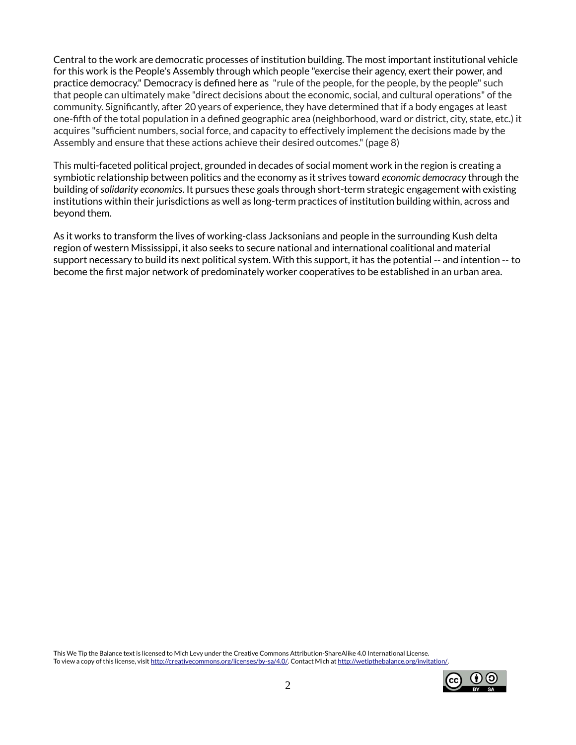Central to the work are democratic processes of institution building. The most important institutional vehicle for this work is the People's Assembly through which people "exercise their agency, exert their power, and practice democracy." Democracy is defined here as "rule of the people, for the people, by the people" such that people can ultimately make "direct decisions about the economic, social, and cultural operations" of the community. Significantly, after 20 years of experience, they have determined that if a body engages at least one-fifth of the total population in a defined geographic area (neighborhood, ward or district, city, state, etc.) it acquires "sufficient numbers, social force, and capacity to effectively implement the decisions made by the Assembly and ensure that these actions achieve their desired outcomes." (page 8)

This multi-faceted political project, grounded in decades of social moment work in the region is creating a symbiotic relationship between politics and the economy as it strives toward *economic democracy* through the building of *solidarity economics*. It pursues these goals through short-term strategic engagement with existing institutions within their jurisdictions as well as long-term practices of institution building within, across and beyond them.

As it works to transform the lives of working-class Jacksonians and people in the surrounding Kush delta region of western Mississippi, it also seeks to secure national and international coalitional and material support necessary to build its next political system. With this support, it has the potential -- and intention -- to become the first major network of predominately worker cooperatives to be established in an urban area.

This We Tip the Balance text is licensed to Mich Levy under the Creative Commons Attribution-ShareAlike 4.0 International License.
To view a copy of this license, visit http://creativecommons.org/licenses/by-sa/4.0/. Contact Mich at http://wetipthebalance.org/invitation/.